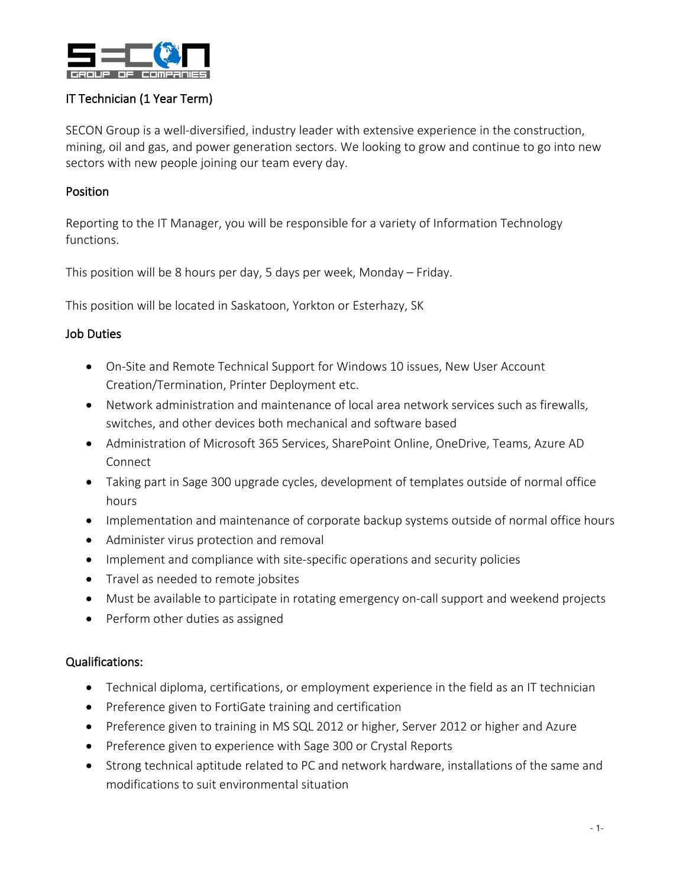## IT Technician (1 Year Term)

SECON Group is a well-diversified, industry leader with extensive experience in the construction, mining, oil and gas, and power generation sectors. We looking to grow and continue to go into new sectors with new people joining our team every day.

### Position

Reporting to the IT Manager, you will be responsible for a variety of Information Technology functions.

This position will be 8 hours per day, 5 days per week, Monday – Friday.

This position will be located in Saskatoon, Yorkton or Esterhazy, SK

### Job Duties

- On-Site and Remote Technical Support for Windows 10 issues, New User Account Creation/Termination, Printer Deployment etc.
- Network administration and maintenance of local area network services such as firewalls, switches, and other devices both mechanical and software based
- Administration of Microsoft 365 Services, SharePoint Online, OneDrive, Teams, Azure AD Connect
- Taking part in Sage 300 upgrade cycles, development of templates outside of normal office hours
- Implementation and maintenance of corporate backup systems outside of normal office hours
- Administer virus protection and removal
- Implement and compliance with site-specific operations and security policies
- Travel as needed to remote jobsites
- Must be available to participate in rotating emergency on-call support and weekend projects
- Perform other duties as assigned

### Qualifications:

- Technical diploma, certifications, or employment experience in the field as an IT technician
- Preference given to FortiGate training and certification
- Preference given to training in MS SQL 2012 or higher, Server 2012 or higher and Azure
- Preference given to experience with Sage 300 or Crystal Reports
- Strong technical aptitude related to PC and network hardware, installations of the same and modifications to suit environmental situation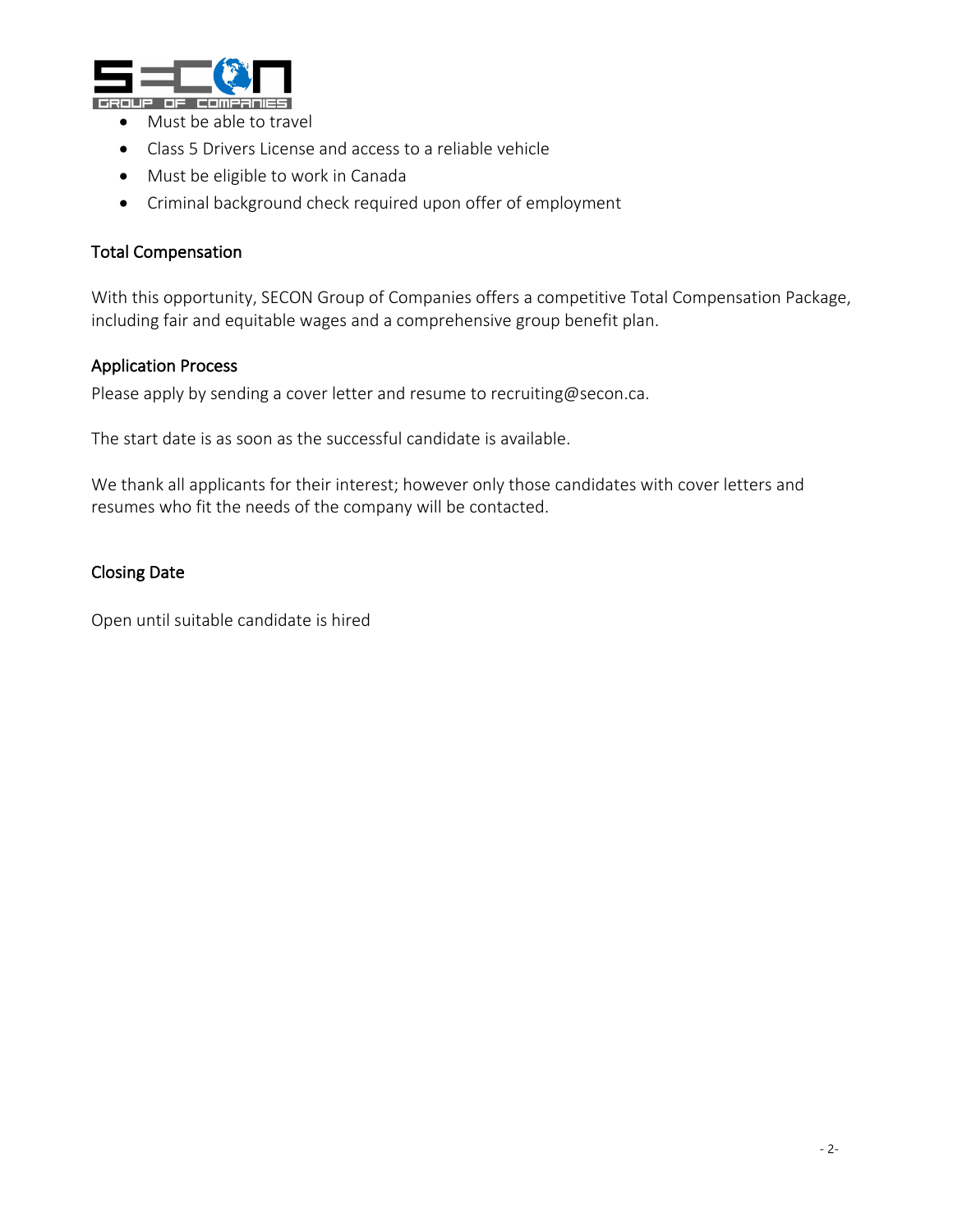- Must be able to travel
- Class 5 Drivers License and access to a reliable vehicle
- Must be eligible to work in Canada
- Criminal background check required upon offer of employment

## Total Compensation

With this opportunity, SECON Group of Companies offers a competitive Total Compensation Package, including fair and equitable wages and a comprehensive group benefit plan.

## Application Process

Please apply by sending a cover letter and resume to recruiting@secon.ca.

The start date is as soon as the successful candidate is available.

We thank all applicants for their interest; however only those candidates with cover letters and resumes who fit the needs of the company will be contacted.

## Closing Date

Open until suitable candidate is hired